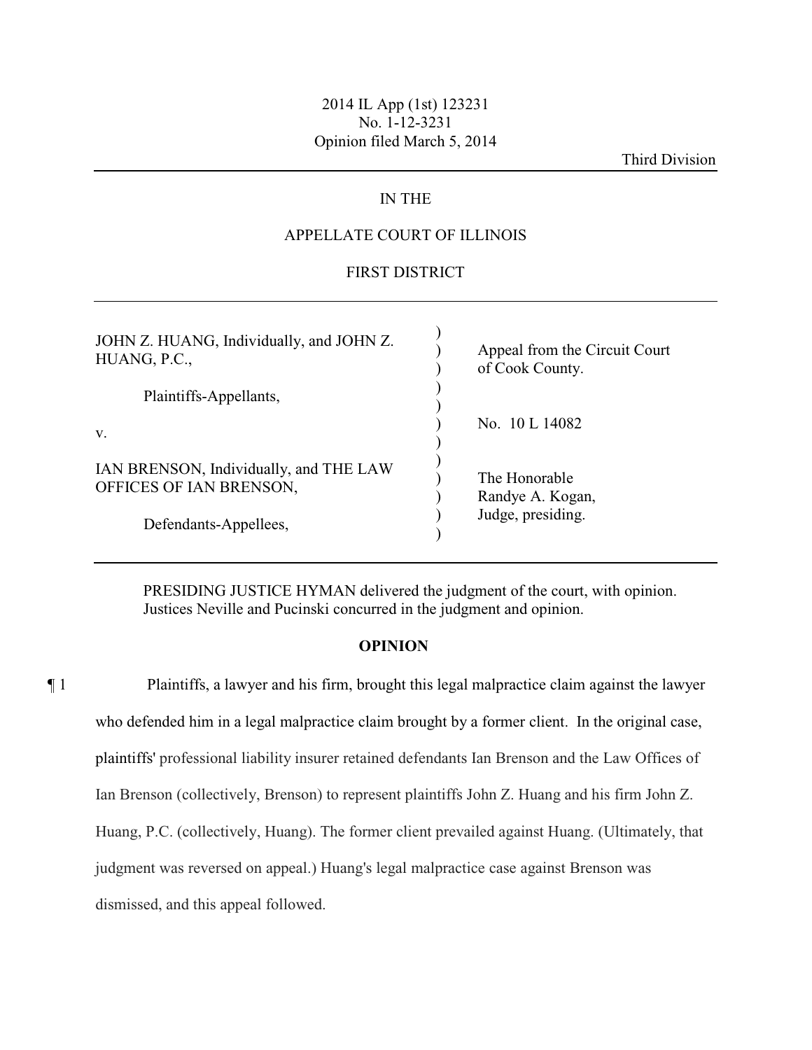2014 IL App (1st) 123231
No. 1-12-3231
Opinion filed March 5, 2014

Third Division

IN THE

APPELLATE COURT OF ILLINOIS

FIRST DISTRICT

| | | |
|---|---|---|
| JOHN Z. HUANG, Individually, and JOHN Z. HUANG, P.C., | ) | Appeal from the Circuit Court of Cook County. |
| Plaintiffs-Appellants, | ) | |
| v. | ) | No. 10 L 14082 |
| IAN BRENSON, Individually, and THE LAW OFFICES OF IAN BRENSON, | ) | The Honorable Randye A. Kogan, |
| Defendants-Appellees, | ) | Judge, presiding. |

PRESIDING JUSTICE HYMAN delivered the judgment of the court, with opinion.
Justices Neville and Pucinski concurred in the judgment and opinion.

## OPINION

¶ 1 Plaintiffs, a lawyer and his firm, brought this legal malpractice claim against the lawyer who defended him in a legal malpractice claim brought by a former client. In the original case, plaintiffs' professional liability insurer retained defendants Ian Brenson and the Law Offices of Ian Brenson (collectively, Brenson) to represent plaintiffs John Z. Huang and his firm John Z. Huang, P.C. (collectively, Huang). The former client prevailed against Huang. (Ultimately, that judgment was reversed on appeal.) Huang's legal malpractice case against Brenson was dismissed, and this appeal followed.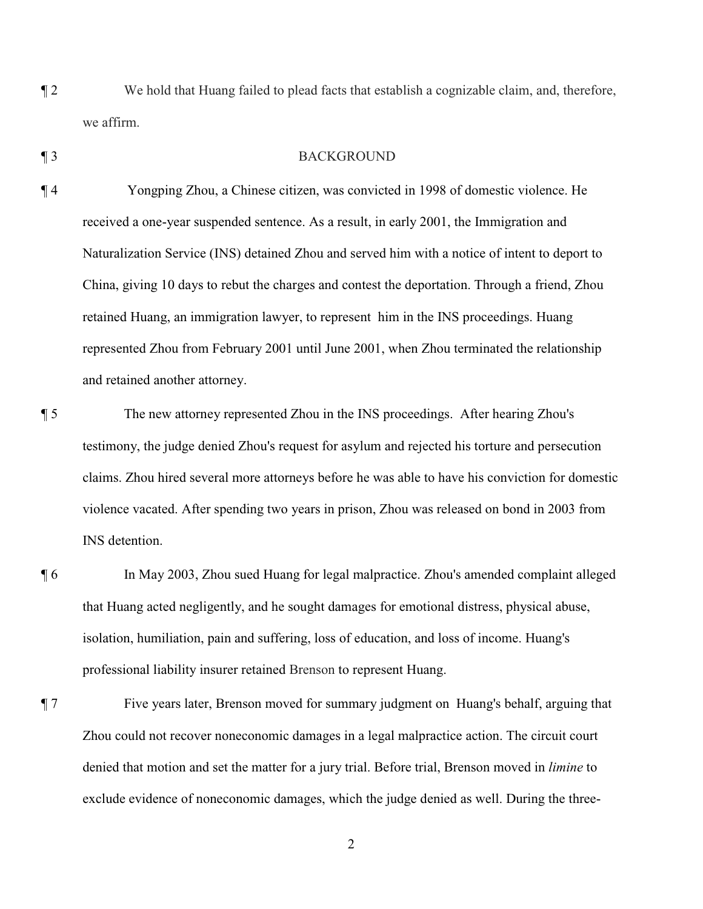¶ 2 We hold that Huang failed to plead facts that establish a cognizable claim, and, therefore, we affirm.

¶ 3 BACKGROUND

¶ 4 Yongping Zhou, a Chinese citizen, was convicted in 1998 of domestic violence. He received a one-year suspended sentence. As a result, in early 2001, the Immigration and Naturalization Service (INS) detained Zhou and served him with a notice of intent to deport to China, giving 10 days to rebut the charges and contest the deportation. Through a friend, Zhou retained Huang, an immigration lawyer, to represent him in the INS proceedings. Huang represented Zhou from February 2001 until June 2001, when Zhou terminated the relationship and retained another attorney.

¶ 5 The new attorney represented Zhou in the INS proceedings. After hearing Zhou's testimony, the judge denied Zhou's request for asylum and rejected his torture and persecution claims. Zhou hired several more attorneys before he was able to have his conviction for domestic violence vacated. After spending two years in prison, Zhou was released on bond in 2003 from INS detention.

¶ 6 In May 2003, Zhou sued Huang for legal malpractice. Zhou's amended complaint alleged that Huang acted negligently, and he sought damages for emotional distress, physical abuse, isolation, humiliation, pain and suffering, loss of education, and loss of income. Huang's professional liability insurer retained Brenson to represent Huang.

¶ 7 Five years later, Brenson moved for summary judgment on Huang's behalf, arguing that Zhou could not recover noneconomic damages in a legal malpractice action. The circuit court denied that motion and set the matter for a jury trial. Before trial, Brenson moved in *limine* to exclude evidence of noneconomic damages, which the judge denied as well. During the three-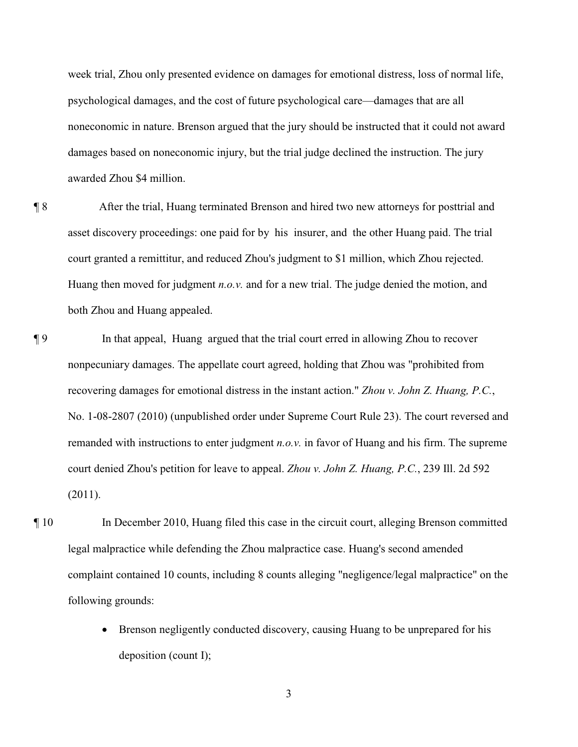week trial, Zhou only presented evidence on damages for emotional distress, loss of normal life, psychological damages, and the cost of future psychological care—damages that are all noneconomic in nature. Brenson argued that the jury should be instructed that it could not award damages based on noneconomic injury, but the trial judge declined the instruction. The jury awarded Zhou $4 million.

¶ 8 After the trial, Huang terminated Brenson and hired two new attorneys for posttrial and asset discovery proceedings: one paid for by his insurer, and the other Huang paid. The trial court granted a remittitur, and reduced Zhou's judgment to $1 million, which Zhou rejected. Huang then moved for judgment *n.o.v.* and for a new trial. The judge denied the motion, and both Zhou and Huang appealed.

¶ 9 In that appeal, Huang argued that the trial court erred in allowing Zhou to recover nonpecuniary damages. The appellate court agreed, holding that Zhou was "prohibited from recovering damages for emotional distress in the instant action." *Zhou v. John Z. Huang, P.C.*, No. 1-08-2807 (2010) (unpublished order under Supreme Court Rule 23). The court reversed and remanded with instructions to enter judgment *n.o.v.* in favor of Huang and his firm. The supreme court denied Zhou's petition for leave to appeal. *Zhou v. John Z. Huang, P.C.*, 239 Ill. 2d 592 (2011).

¶ 10 In December 2010, Huang filed this case in the circuit court, alleging Brenson committed legal malpractice while defending the Zhou malpractice case. Huang's second amended complaint contained 10 counts, including 8 counts alleging "negligence/legal malpractice" on the following grounds:

- Brenson negligently conducted discovery, causing Huang to be unprepared for his deposition (count I);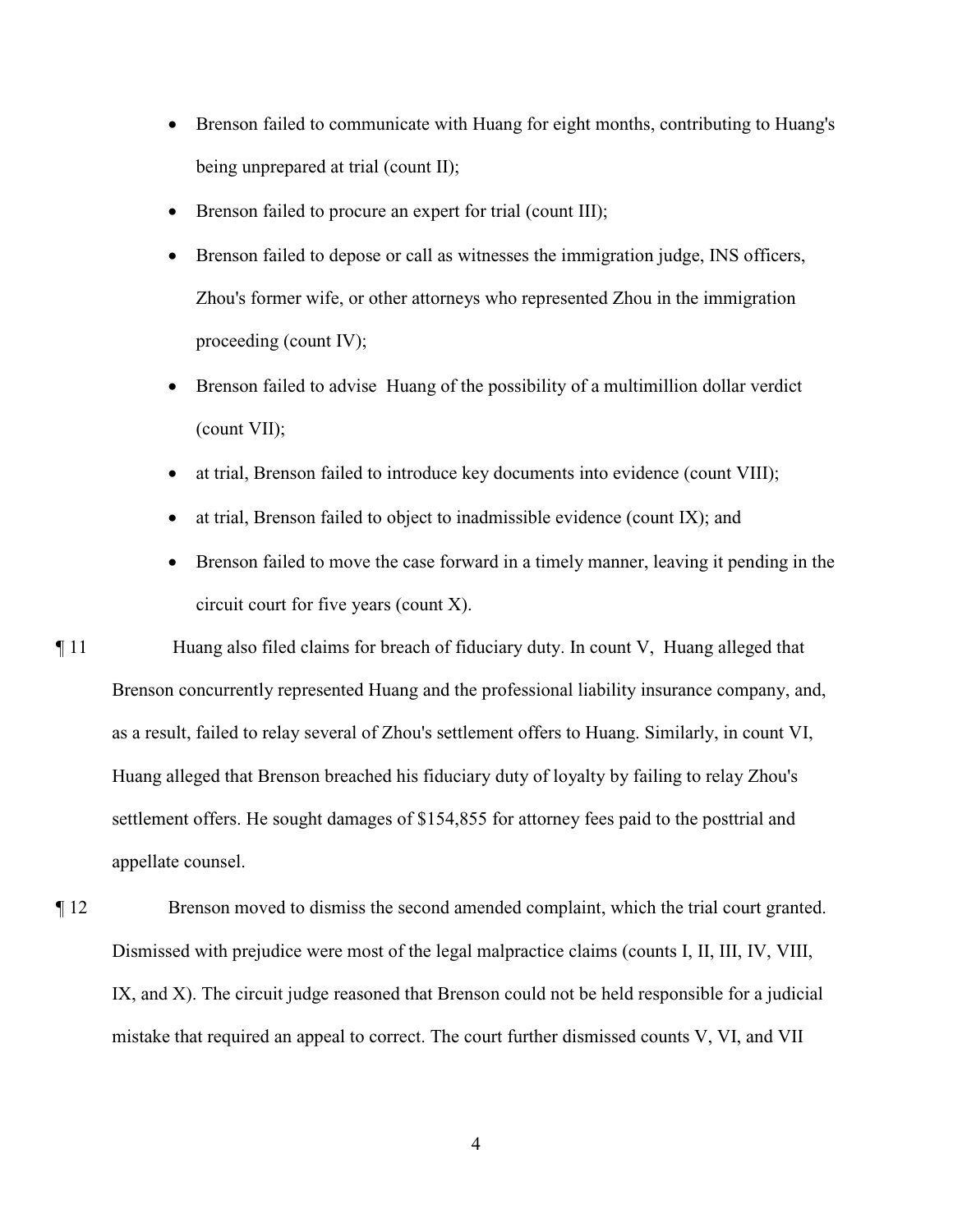- Brenson failed to communicate with Huang for eight months, contributing to Huang's being unprepared at trial (count II);
- Brenson failed to procure an expert for trial (count III);
- Brenson failed to depose or call as witnesses the immigration judge, INS officers, Zhou's former wife, or other attorneys who represented Zhou in the immigration proceeding (count IV);
- Brenson failed to advise Huang of the possibility of a multimillion dollar verdict (count VII);
- at trial, Brenson failed to introduce key documents into evidence (count VIII);
- at trial, Brenson failed to object to inadmissible evidence (count IX); and
- Brenson failed to move the case forward in a timely manner, leaving it pending in the circuit court for five years (count X).

¶ 11 Huang also filed claims for breach of fiduciary duty. In count V, Huang alleged that Brenson concurrently represented Huang and the professional liability insurance company, and, as a result, failed to relay several of Zhou's settlement offers to Huang. Similarly, in count VI, Huang alleged that Brenson breached his fiduciary duty of loyalty by failing to relay Zhou's settlement offers. He sought damages of $154,855 for attorney fees paid to the posttrial and appellate counsel.

¶ 12 Brenson moved to dismiss the second amended complaint, which the trial court granted. Dismissed with prejudice were most of the legal malpractice claims (counts I, II, III, IV, VIII, IX, and X). The circuit judge reasoned that Brenson could not be held responsible for a judicial mistake that required an appeal to correct. The court further dismissed counts V, VI, and VII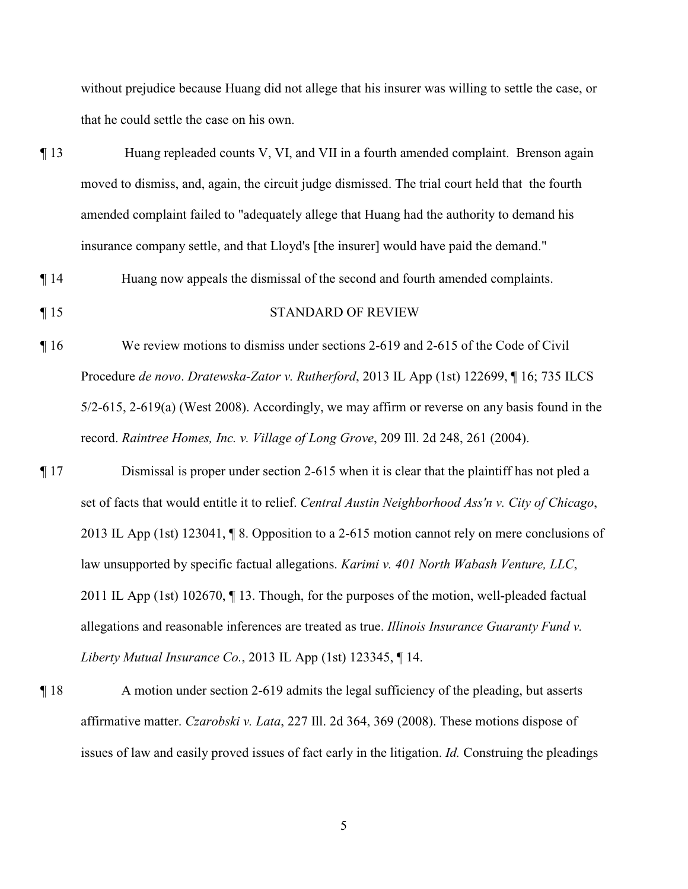without prejudice because Huang did not allege that his insurer was willing to settle the case, or that he could settle the case on his own.

¶ 13 Huang repleaded counts V, VI, and VII in a fourth amended complaint. Brenson again moved to dismiss, and, again, the circuit judge dismissed. The trial court held that the fourth amended complaint failed to "adequately allege that Huang had the authority to demand his insurance company settle, and that Lloyd's [the insurer] would have paid the demand."

¶ 14 Huang now appeals the dismissal of the second and fourth amended complaints.

¶ 15 STANDARD OF REVIEW

¶ 16 We review motions to dismiss under sections 2-619 and 2-615 of the Code of Civil Procedure *de novo*. *Dratewska-Zator v. Rutherford*, 2013 IL App (1st) 122699, ¶ 16; 735 ILCS 5/2-615, 2-619(a) (West 2008). Accordingly, we may affirm or reverse on any basis found in the record. *Raintree Homes, Inc. v. Village of Long Grove*, 209 Ill. 2d 248, 261 (2004).

¶ 17 Dismissal is proper under section 2-615 when it is clear that the plaintiff has not pled a set of facts that would entitle it to relief. *Central Austin Neighborhood Ass'n v. City of Chicago*, 2013 IL App (1st) 123041, ¶ 8. Opposition to a 2-615 motion cannot rely on mere conclusions of law unsupported by specific factual allegations. *Karimi v. 401 North Wabash Venture, LLC*, 2011 IL App (1st) 102670, ¶ 13. Though, for the purposes of the motion, well-pleaded factual allegations and reasonable inferences are treated as true. *Illinois Insurance Guaranty Fund v. Liberty Mutual Insurance Co.*, 2013 IL App (1st) 123345, ¶ 14.

¶ 18 A motion under section 2-619 admits the legal sufficiency of the pleading, but asserts affirmative matter. *Czarobski v. Lata*, 227 Ill. 2d 364, 369 (2008). These motions dispose of issues of law and easily proved issues of fact early in the litigation. *Id.* Construing the pleadings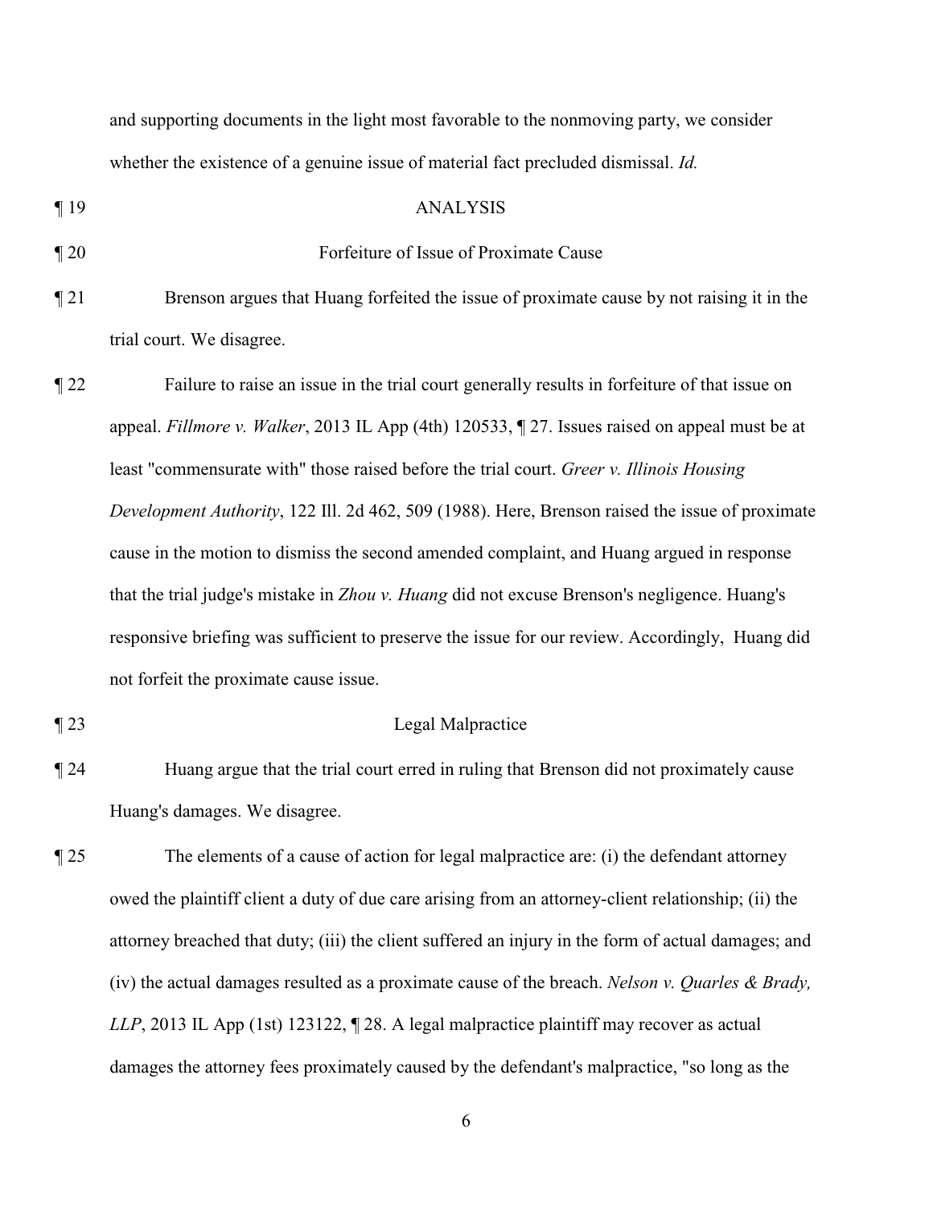and supporting documents in the light most favorable to the nonmoving party, we consider whether the existence of a genuine issue of material fact precluded dismissal. *Id.*

¶ 19 ANALYSIS

¶ 20 Forfeiture of Issue of Proximate Cause

¶ 21 Brenson argues that Huang forfeited the issue of proximate cause by not raising it in the trial court. We disagree.

¶ 22 Failure to raise an issue in the trial court generally results in forfeiture of that issue on appeal. *Fillmore v. Walker*, 2013 IL App (4th) 120533, ¶ 27. Issues raised on appeal must be at least "commensurate with" those raised before the trial court. *Greer v. Illinois Housing Development Authority*, 122 Ill. 2d 462, 509 (1988). Here, Brenson raised the issue of proximate cause in the motion to dismiss the second amended complaint, and Huang argued in response that the trial judge's mistake in *Zhou v. Huang* did not excuse Brenson's negligence. Huang's responsive briefing was sufficient to preserve the issue for our review. Accordingly, Huang did not forfeit the proximate cause issue.

¶ 23 Legal Malpractice

¶ 24 Huang argue that the trial court erred in ruling that Brenson did not proximately cause Huang's damages. We disagree.

¶ 25 The elements of a cause of action for legal malpractice are: (i) the defendant attorney owed the plaintiff client a duty of due care arising from an attorney-client relationship; (ii) the attorney breached that duty; (iii) the client suffered an injury in the form of actual damages; and (iv) the actual damages resulted as a proximate cause of the breach. *Nelson v. Quarles & Brady, LLP*, 2013 IL App (1st) 123122, ¶ 28. A legal malpractice plaintiff may recover as actual damages the attorney fees proximately caused by the defendant's malpractice, "so long as the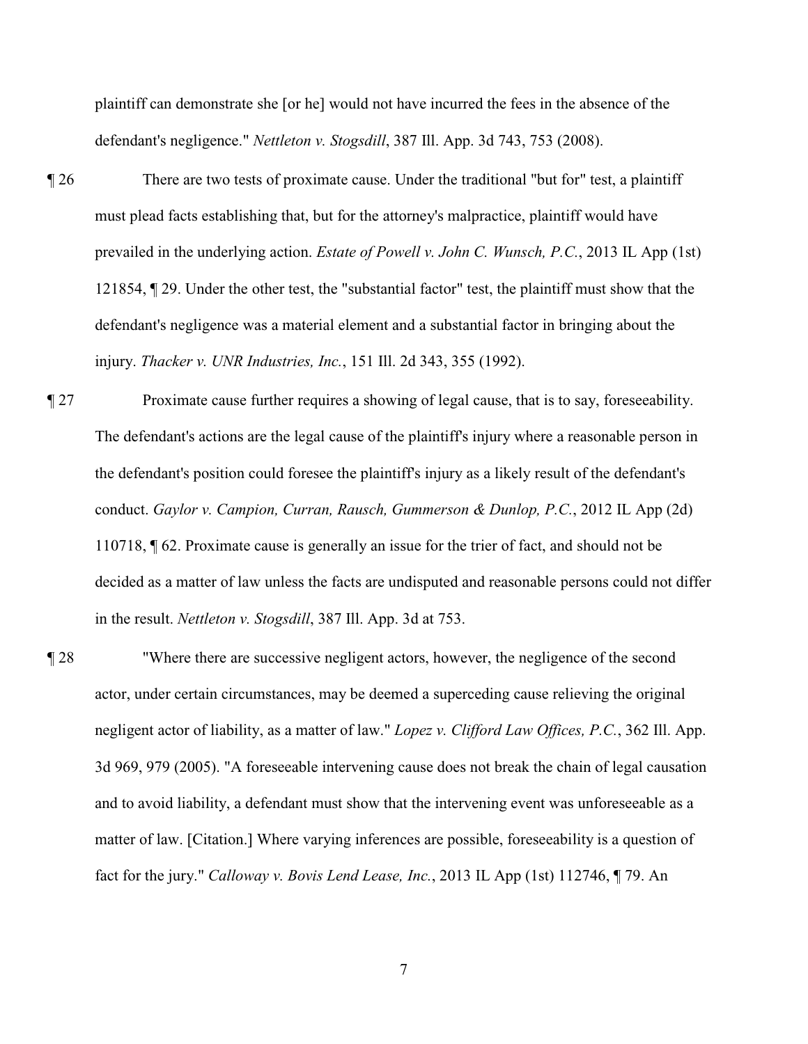plaintiff can demonstrate she [or he] would not have incurred the fees in the absence of the defendant's negligence." *Nettleton v. Stogsdill*, 387 Ill. App. 3d 743, 753 (2008).

¶ 26 There are two tests of proximate cause. Under the traditional "but for" test, a plaintiff must plead facts establishing that, but for the attorney's malpractice, plaintiff would have prevailed in the underlying action. *Estate of Powell v. John C. Wunsch, P.C.*, 2013 IL App (1st) 121854, ¶ 29. Under the other test, the "substantial factor" test, the plaintiff must show that the defendant's negligence was a material element and a substantial factor in bringing about the injury. *Thacker v. UNR Industries, Inc.*, 151 Ill. 2d 343, 355 (1992).

¶ 27 Proximate cause further requires a showing of legal cause, that is to say, foreseeability. The defendant's actions are the legal cause of the plaintiff's injury where a reasonable person in the defendant's position could foresee the plaintiff's injury as a likely result of the defendant's conduct. *Gaylor v. Campion, Curran, Rausch, Gummerson & Dunlop, P.C.*, 2012 IL App (2d) 110718, ¶ 62. Proximate cause is generally an issue for the trier of fact, and should not be decided as a matter of law unless the facts are undisputed and reasonable persons could not differ in the result. *Nettleton v. Stogsdill*, 387 Ill. App. 3d at 753.

¶ 28 "Where there are successive negligent actors, however, the negligence of the second actor, under certain circumstances, may be deemed a superceding cause relieving the original negligent actor of liability, as a matter of law." *Lopez v. Clifford Law Offices, P.C.*, 362 Ill. App. 3d 969, 979 (2005). "A foreseeable intervening cause does not break the chain of legal causation and to avoid liability, a defendant must show that the intervening event was unforeseeable as a matter of law. [Citation.] Where varying inferences are possible, foreseeability is a question of fact for the jury." *Calloway v. Bovis Lend Lease, Inc.*, 2013 IL App (1st) 112746, ¶ 79. An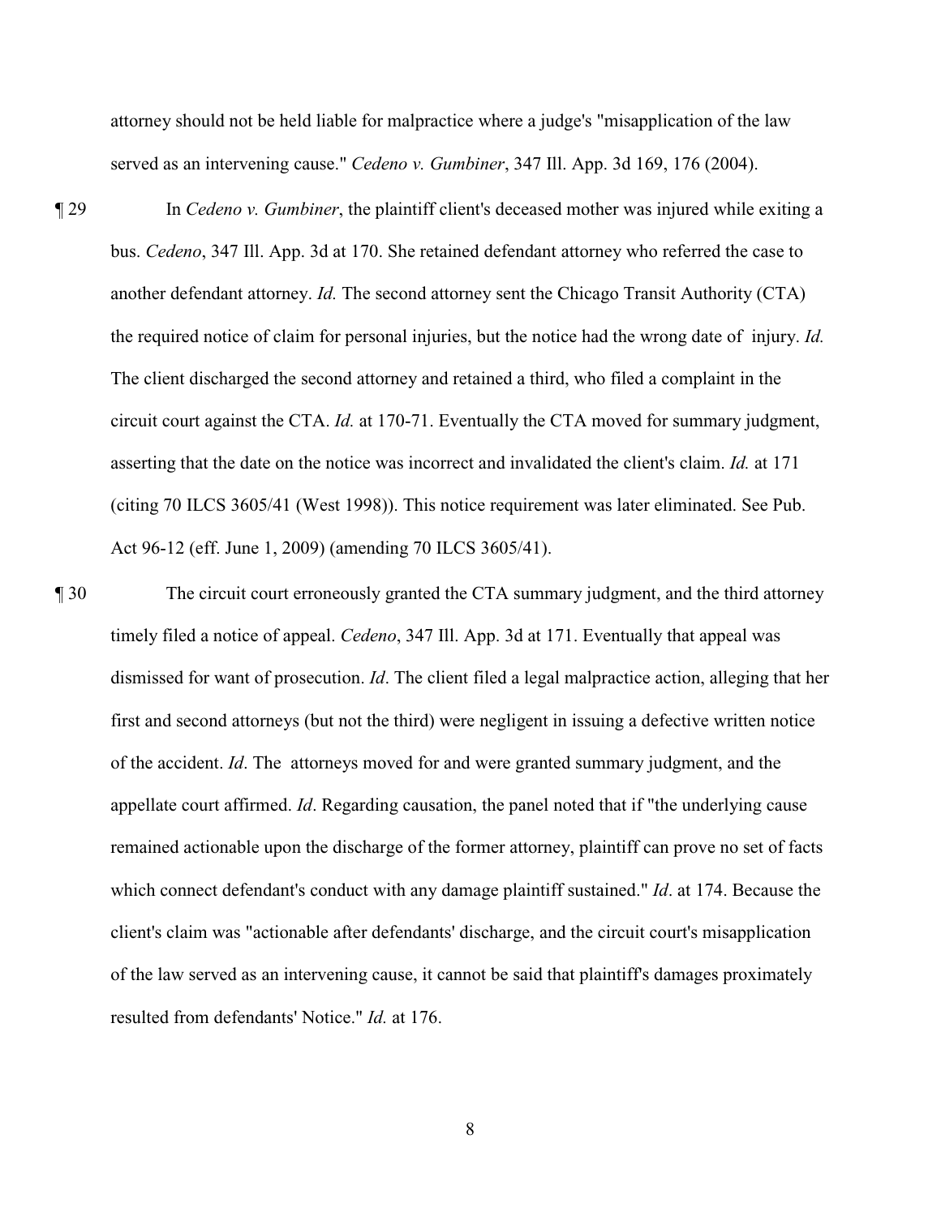attorney should not be held liable for malpractice where a judge's "misapplication of the law served as an intervening cause." *Cedeno v. Gumbiner*, 347 Ill. App. 3d 169, 176 (2004).

¶ 29 In *Cedeno v. Gumbiner*, the plaintiff client's deceased mother was injured while exiting a bus. *Cedeno*, 347 Ill. App. 3d at 170. She retained defendant attorney who referred the case to another defendant attorney. *Id.* The second attorney sent the Chicago Transit Authority (CTA) the required notice of claim for personal injuries, but the notice had the wrong date of injury. *Id.* The client discharged the second attorney and retained a third, who filed a complaint in the circuit court against the CTA. *Id.* at 170-71. Eventually the CTA moved for summary judgment, asserting that the date on the notice was incorrect and invalidated the client's claim. *Id.* at 171 (citing 70 ILCS 3605/41 (West 1998)). This notice requirement was later eliminated. See Pub. Act 96-12 (eff. June 1, 2009) (amending 70 ILCS 3605/41).

¶ 30 The circuit court erroneously granted the CTA summary judgment, and the third attorney timely filed a notice of appeal. *Cedeno*, 347 Ill. App. 3d at 171. Eventually that appeal was dismissed for want of prosecution. *Id*. The client filed a legal malpractice action, alleging that her first and second attorneys (but not the third) were negligent in issuing a defective written notice of the accident. *Id*. The attorneys moved for and were granted summary judgment, and the appellate court affirmed. *Id*. Regarding causation, the panel noted that if "the underlying cause remained actionable upon the discharge of the former attorney, plaintiff can prove no set of facts which connect defendant's conduct with any damage plaintiff sustained." *Id*. at 174. Because the client's claim was "actionable after defendants' discharge, and the circuit court's misapplication of the law served as an intervening cause, it cannot be said that plaintiff's damages proximately resulted from defendants' Notice." *Id.* at 176.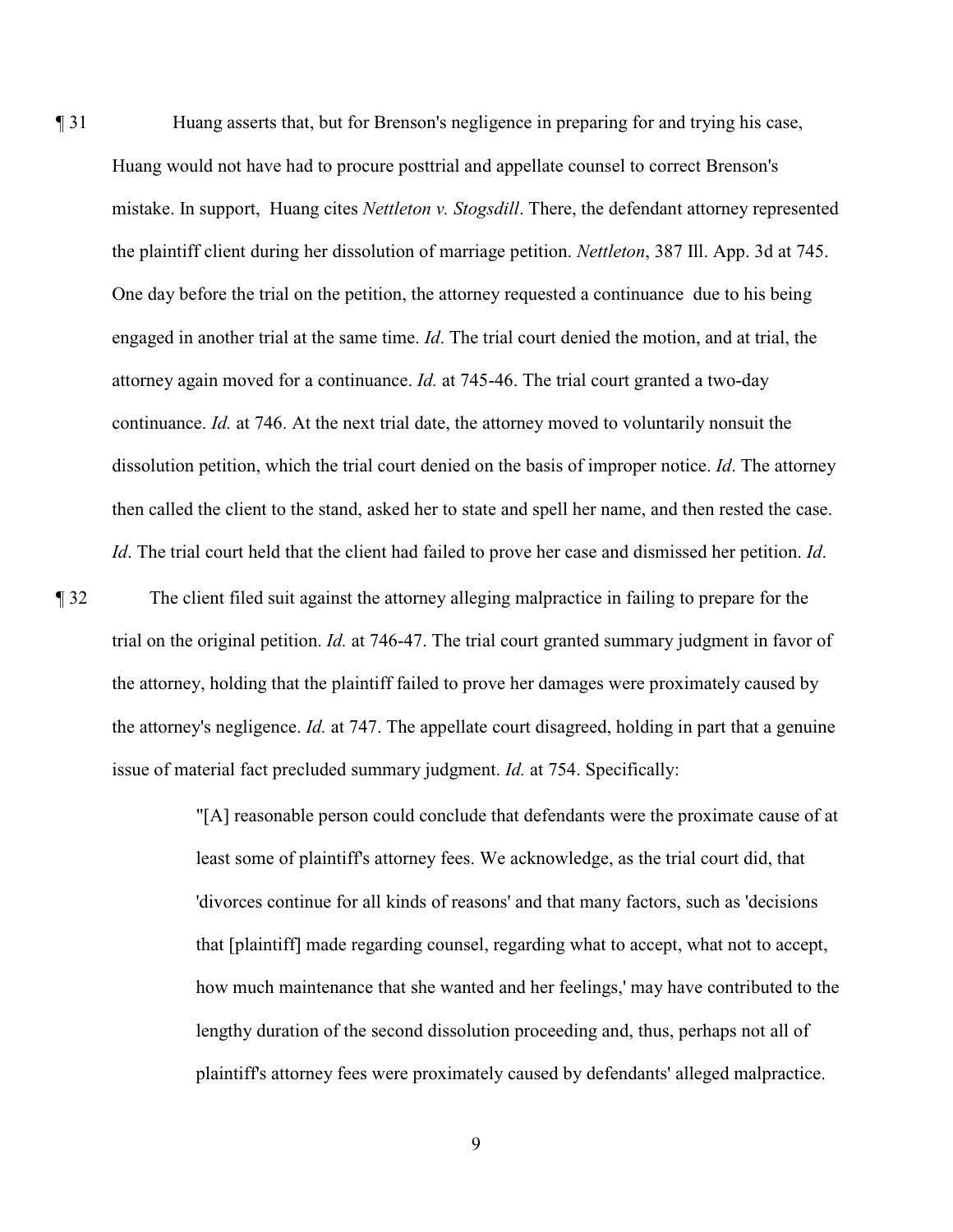¶ 31 Huang asserts that, but for Brenson's negligence in preparing for and trying his case, Huang would not have had to procure posttrial and appellate counsel to correct Brenson's mistake. In support, Huang cites *Nettleton v. Stogsdill*. There, the defendant attorney represented the plaintiff client during her dissolution of marriage petition. *Nettleton*, 387 Ill. App. 3d at 745. One day before the trial on the petition, the attorney requested a continuance due to his being engaged in another trial at the same time. *Id*. The trial court denied the motion, and at trial, the attorney again moved for a continuance. *Id.* at 745-46. The trial court granted a two-day continuance. *Id.* at 746. At the next trial date, the attorney moved to voluntarily nonsuit the dissolution petition, which the trial court denied on the basis of improper notice. *Id*. The attorney then called the client to the stand, asked her to state and spell her name, and then rested the case. *Id*. The trial court held that the client had failed to prove her case and dismissed her petition. *Id*.

¶ 32 The client filed suit against the attorney alleging malpractice in failing to prepare for the trial on the original petition. *Id.* at 746-47. The trial court granted summary judgment in favor of the attorney, holding that the plaintiff failed to prove her damages were proximately caused by the attorney's negligence. *Id.* at 747. The appellate court disagreed, holding in part that a genuine issue of material fact precluded summary judgment. *Id.* at 754. Specifically:

> "[A] reasonable person could conclude that defendants were the proximate cause of at least some of plaintiff's attorney fees. We acknowledge, as the trial court did, that 'divorces continue for all kinds of reasons' and that many factors, such as 'decisions that [plaintiff] made regarding counsel, regarding what to accept, what not to accept, how much maintenance that she wanted and her feelings,' may have contributed to the lengthy duration of the second dissolution proceeding and, thus, perhaps not all of plaintiff's attorney fees were proximately caused by defendants' alleged malpractice.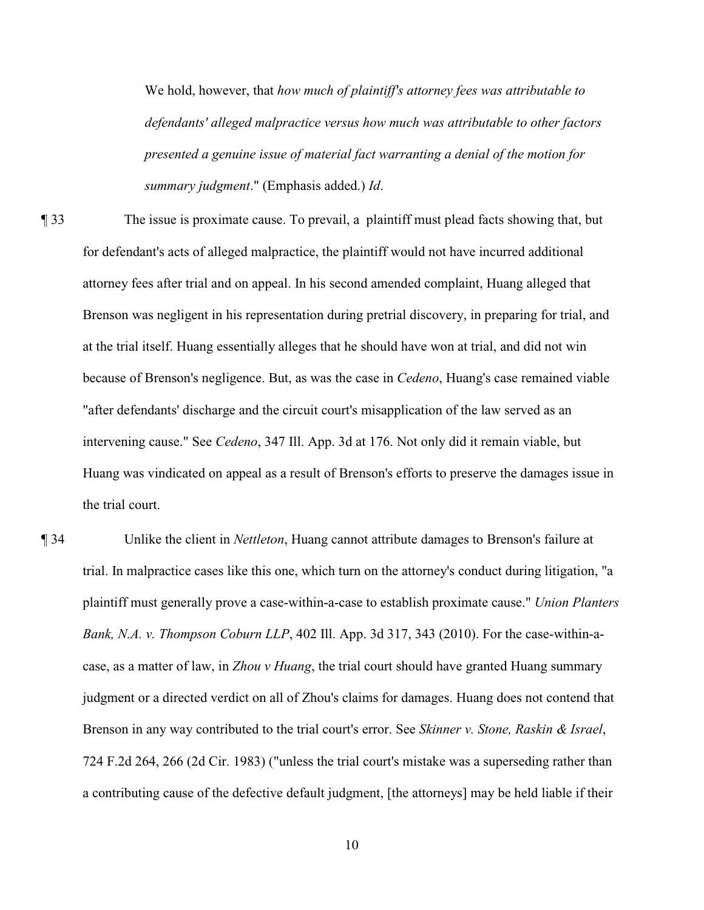> We hold, however, that *how much of plaintiff's attorney fees was attributable to defendants' alleged malpractice versus how much was attributable to other factors presented a genuine issue of material fact warranting a denial of the motion for summary judgment*." (Emphasis added.) *Id*.

¶ 33 The issue is proximate cause. To prevail, a plaintiff must plead facts showing that, but for defendant's acts of alleged malpractice, the plaintiff would not have incurred additional attorney fees after trial and on appeal. In his second amended complaint, Huang alleged that Brenson was negligent in his representation during pretrial discovery, in preparing for trial, and at the trial itself. Huang essentially alleges that he should have won at trial, and did not win because of Brenson's negligence. But, as was the case in *Cedeno*, Huang's case remained viable "after defendants' discharge and the circuit court's misapplication of the law served as an intervening cause." See *Cedeno*, 347 Ill. App. 3d at 176. Not only did it remain viable, but Huang was vindicated on appeal as a result of Brenson's efforts to preserve the damages issue in the trial court.

¶ 34 Unlike the client in *Nettleton*, Huang cannot attribute damages to Brenson's failure at trial. In malpractice cases like this one, which turn on the attorney's conduct during litigation, "a plaintiff must generally prove a case-within-a-case to establish proximate cause." *Union Planters Bank, N.A. v. Thompson Coburn LLP*, 402 Ill. App. 3d 317, 343 (2010). For the case-within-a-case, as a matter of law, in *Zhou v Huang*, the trial court should have granted Huang summary judgment or a directed verdict on all of Zhou's claims for damages. Huang does not contend that Brenson in any way contributed to the trial court's error. See *Skinner v. Stone, Raskin & Israel*, 724 F.2d 264, 266 (2d Cir. 1983) ("unless the trial court's mistake was a superseding rather than a contributing cause of the defective default judgment, [the attorneys] may be held liable if their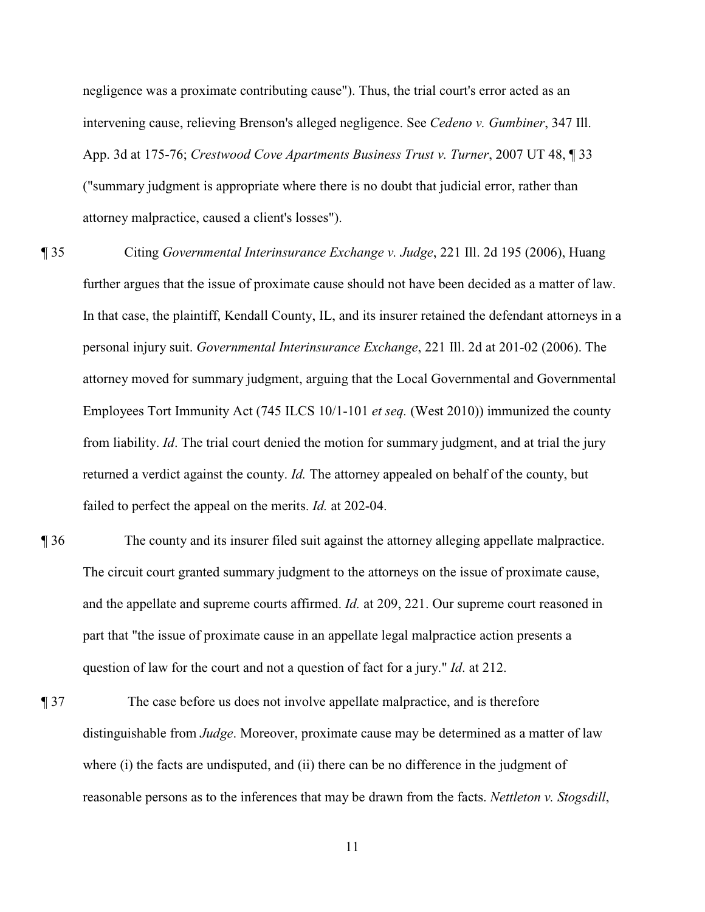negligence was a proximate contributing cause"). Thus, the trial court's error acted as an intervening cause, relieving Brenson's alleged negligence. See *Cedeno v. Gumbiner*, 347 Ill. App. 3d at 175-76; *Crestwood Cove Apartments Business Trust v. Turner*, 2007 UT 48, ¶ 33 ("summary judgment is appropriate where there is no doubt that judicial error, rather than attorney malpractice, caused a client's losses").

¶ 35 Citing *Governmental Interinsurance Exchange v. Judge*, 221 Ill. 2d 195 (2006), Huang further argues that the issue of proximate cause should not have been decided as a matter of law. In that case, the plaintiff, Kendall County, IL, and its insurer retained the defendant attorneys in a personal injury suit. *Governmental Interinsurance Exchange*, 221 Ill. 2d at 201-02 (2006). The attorney moved for summary judgment, arguing that the Local Governmental and Governmental Employees Tort Immunity Act (745 ILCS 10/1-101 *et seq.* (West 2010)) immunized the county from liability. *Id*. The trial court denied the motion for summary judgment, and at trial the jury returned a verdict against the county. *Id.* The attorney appealed on behalf of the county, but failed to perfect the appeal on the merits. *Id.* at 202-04.

¶ 36 The county and its insurer filed suit against the attorney alleging appellate malpractice. The circuit court granted summary judgment to the attorneys on the issue of proximate cause, and the appellate and supreme courts affirmed. *Id.* at 209, 221. Our supreme court reasoned in part that "the issue of proximate cause in an appellate legal malpractice action presents a question of law for the court and not a question of fact for a jury." *Id*. at 212.

¶ 37 The case before us does not involve appellate malpractice, and is therefore distinguishable from *Judge*. Moreover, proximate cause may be determined as a matter of law where (i) the facts are undisputed, and (ii) there can be no difference in the judgment of reasonable persons as to the inferences that may be drawn from the facts. *Nettleton v. Stogsdill*,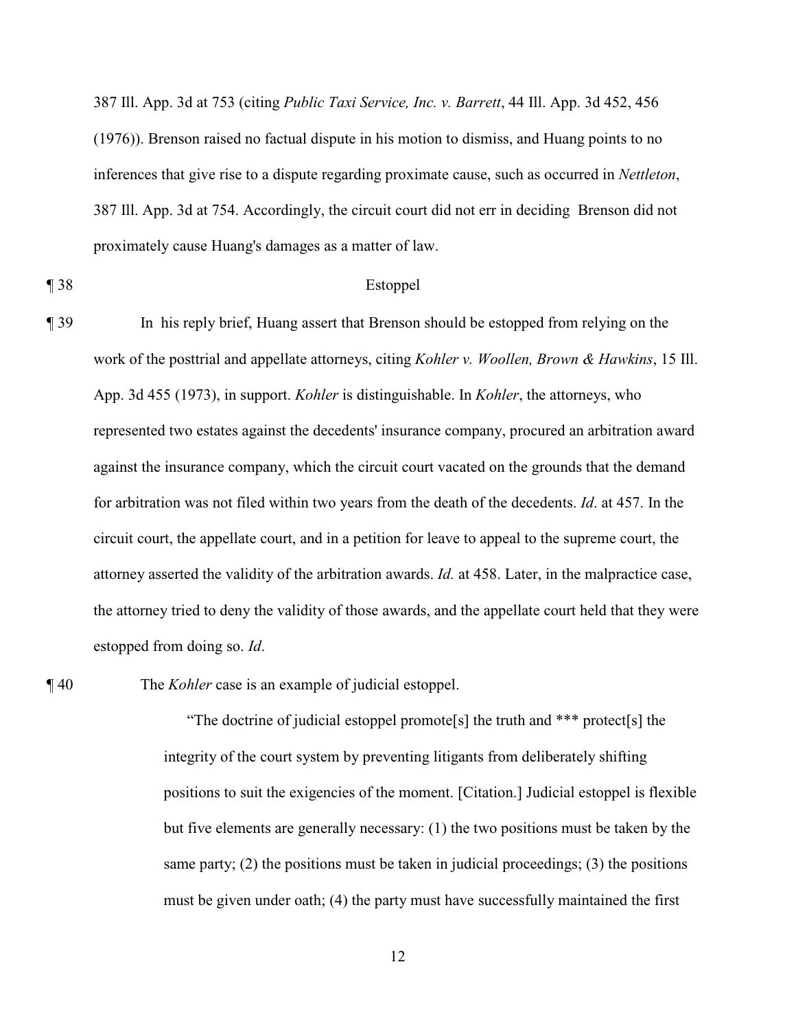387 Ill. App. 3d at 753 (citing *Public Taxi Service, Inc. v. Barrett*, 44 Ill. App. 3d 452, 456 (1976)). Brenson raised no factual dispute in his motion to dismiss, and Huang points to no inferences that give rise to a dispute regarding proximate cause, such as occurred in *Nettleton*, 387 Ill. App. 3d at 754. Accordingly, the circuit court did not err in deciding Brenson did not proximately cause Huang's damages as a matter of law.

¶ 38 Estoppel

¶ 39 In his reply brief, Huang assert that Brenson should be estopped from relying on the work of the posttrial and appellate attorneys, citing *Kohler v. Woollen, Brown & Hawkins*, 15 Ill. App. 3d 455 (1973), in support. *Kohler* is distinguishable. In *Kohler*, the attorneys, who represented two estates against the decedents' insurance company, procured an arbitration award against the insurance company, which the circuit court vacated on the grounds that the demand for arbitration was not filed within two years from the death of the decedents. *Id*. at 457. In the circuit court, the appellate court, and in a petition for leave to appeal to the supreme court, the attorney asserted the validity of the arbitration awards. *Id.* at 458. Later, in the malpractice case, the attorney tried to deny the validity of those awards, and the appellate court held that they were estopped from doing so. *Id*.

¶ 40 The *Kohler* case is an example of judicial estoppel.

> "The doctrine of judicial estoppel promote[s] the truth and *** protect[s] the integrity of the court system by preventing litigants from deliberately shifting positions to suit the exigencies of the moment. [Citation.] Judicial estoppel is flexible but five elements are generally necessary: (1) the two positions must be taken by the same party; (2) the positions must be taken in judicial proceedings; (3) the positions must be given under oath; (4) the party must have successfully maintained the first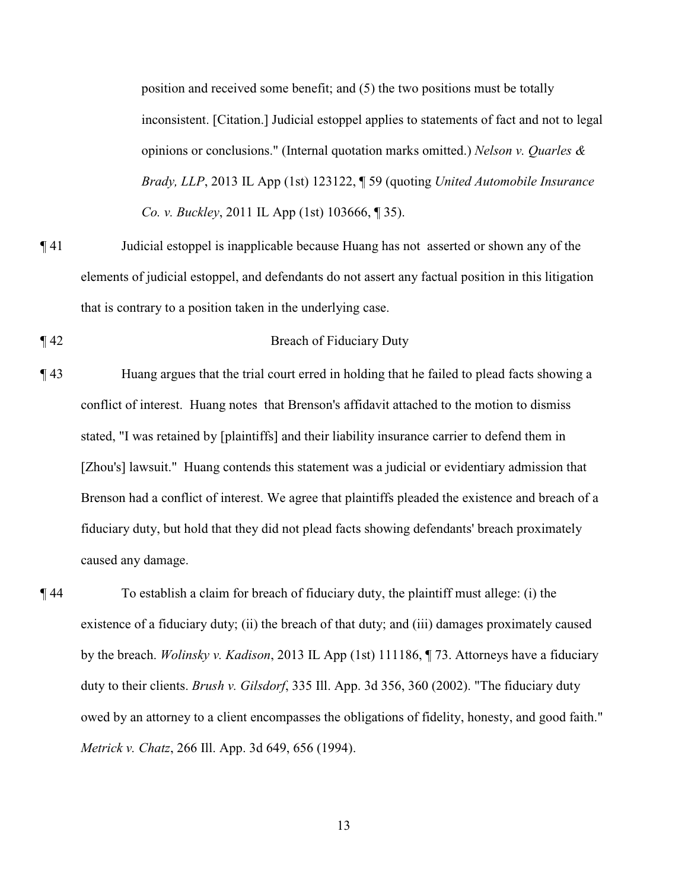position and received some benefit; and (5) the two positions must be totally inconsistent. [Citation.] Judicial estoppel applies to statements of fact and not to legal opinions or conclusions." (Internal quotation marks omitted.) *Nelson v. Quarles & Brady, LLP*, 2013 IL App (1st) 123122, ¶ 59 (quoting *United Automobile Insurance Co. v. Buckley*, 2011 IL App (1st) 103666, ¶ 35).

¶ 41 Judicial estoppel is inapplicable because Huang has not asserted or shown any of the elements of judicial estoppel, and defendants do not assert any factual position in this litigation that is contrary to a position taken in the underlying case.

¶ 42 Breach of Fiduciary Duty

¶ 43 Huang argues that the trial court erred in holding that he failed to plead facts showing a conflict of interest. Huang notes that Brenson's affidavit attached to the motion to dismiss stated, "I was retained by [plaintiffs] and their liability insurance carrier to defend them in [Zhou's] lawsuit." Huang contends this statement was a judicial or evidentiary admission that Brenson had a conflict of interest. We agree that plaintiffs pleaded the existence and breach of a fiduciary duty, but hold that they did not plead facts showing defendants' breach proximately caused any damage.

¶ 44 To establish a claim for breach of fiduciary duty, the plaintiff must allege: (i) the existence of a fiduciary duty; (ii) the breach of that duty; and (iii) damages proximately caused by the breach. *Wolinsky v. Kadison*, 2013 IL App (1st) 111186, ¶ 73. Attorneys have a fiduciary duty to their clients. *Brush v. Gilsdorf*, 335 Ill. App. 3d 356, 360 (2002). "The fiduciary duty owed by an attorney to a client encompasses the obligations of fidelity, honesty, and good faith." *Metrick v. Chatz*, 266 Ill. App. 3d 649, 656 (1994).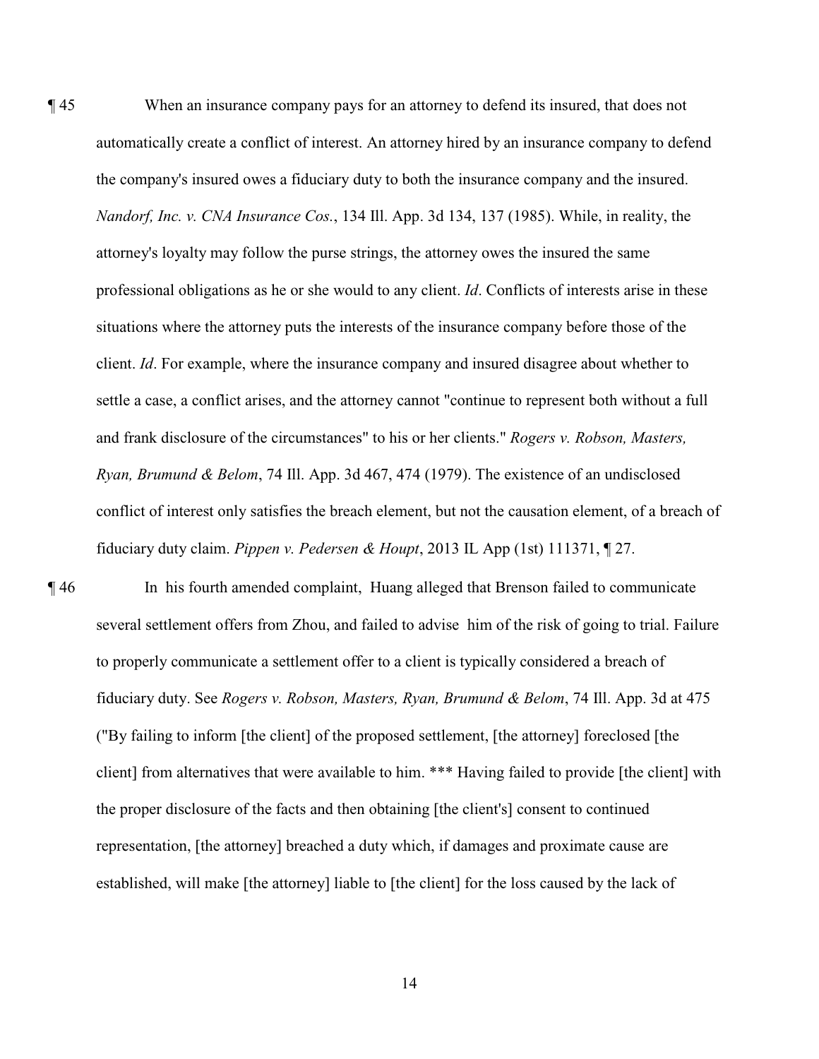¶ 45 When an insurance company pays for an attorney to defend its insured, that does not automatically create a conflict of interest. An attorney hired by an insurance company to defend the company's insured owes a fiduciary duty to both the insurance company and the insured. *Nandorf, Inc. v. CNA Insurance Cos.*, 134 Ill. App. 3d 134, 137 (1985). While, in reality, the attorney's loyalty may follow the purse strings, the attorney owes the insured the same professional obligations as he or she would to any client. *Id*. Conflicts of interests arise in these situations where the attorney puts the interests of the insurance company before those of the client. *Id*. For example, where the insurance company and insured disagree about whether to settle a case, a conflict arises, and the attorney cannot "continue to represent both without a full and frank disclosure of the circumstances" to his or her clients." *Rogers v. Robson, Masters, Ryan, Brumund & Belom*, 74 Ill. App. 3d 467, 474 (1979). The existence of an undisclosed conflict of interest only satisfies the breach element, but not the causation element, of a breach of fiduciary duty claim. *Pippen v. Pedersen & Houpt*, 2013 IL App (1st) 111371, ¶ 27.

¶ 46 In his fourth amended complaint, Huang alleged that Brenson failed to communicate several settlement offers from Zhou, and failed to advise him of the risk of going to trial. Failure to properly communicate a settlement offer to a client is typically considered a breach of fiduciary duty. See *Rogers v. Robson, Masters, Ryan, Brumund & Belom*, 74 Ill. App. 3d at 475 ("By failing to inform [the client] of the proposed settlement, [the attorney] foreclosed [the client] from alternatives that were available to him. *** Having failed to provide [the client] with the proper disclosure of the facts and then obtaining [the client's] consent to continued representation, [the attorney] breached a duty which, if damages and proximate cause are established, will make [the attorney] liable to [the client] for the loss caused by the lack of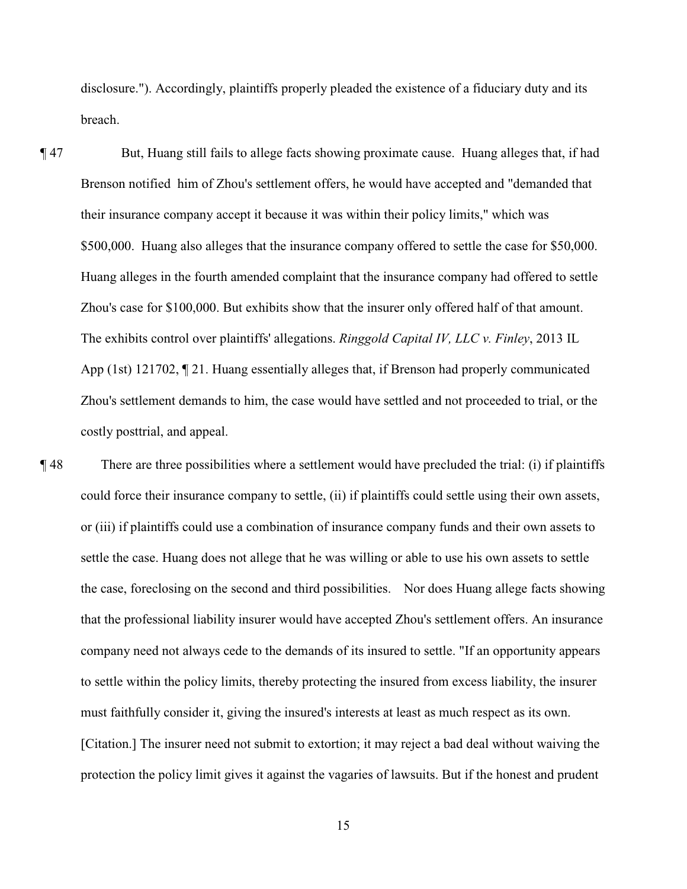disclosure."). Accordingly, plaintiffs properly pleaded the existence of a fiduciary duty and its breach.

¶ 47 But, Huang still fails to allege facts showing proximate cause. Huang alleges that, if had Brenson notified him of Zhou's settlement offers, he would have accepted and "demanded that their insurance company accept it because it was within their policy limits," which was $500,000. Huang also alleges that the insurance company offered to settle the case for $50,000. Huang alleges in the fourth amended complaint that the insurance company had offered to settle Zhou's case for $100,000. But exhibits show that the insurer only offered half of that amount. The exhibits control over plaintiffs' allegations. *Ringgold Capital IV, LLC v. Finley*, 2013 IL App (1st) 121702, ¶ 21. Huang essentially alleges that, if Brenson had properly communicated Zhou's settlement demands to him, the case would have settled and not proceeded to trial, or the costly posttrial, and appeal.

¶ 48 There are three possibilities where a settlement would have precluded the trial: (i) if plaintiffs could force their insurance company to settle, (ii) if plaintiffs could settle using their own assets, or (iii) if plaintiffs could use a combination of insurance company funds and their own assets to settle the case. Huang does not allege that he was willing or able to use his own assets to settle the case, foreclosing on the second and third possibilities. Nor does Huang allege facts showing that the professional liability insurer would have accepted Zhou's settlement offers. An insurance company need not always cede to the demands of its insured to settle. "If an opportunity appears to settle within the policy limits, thereby protecting the insured from excess liability, the insurer must faithfully consider it, giving the insured's interests at least as much respect as its own. [Citation.] The insurer need not submit to extortion; it may reject a bad deal without waiving the protection the policy limit gives it against the vagaries of lawsuits. But if the honest and prudent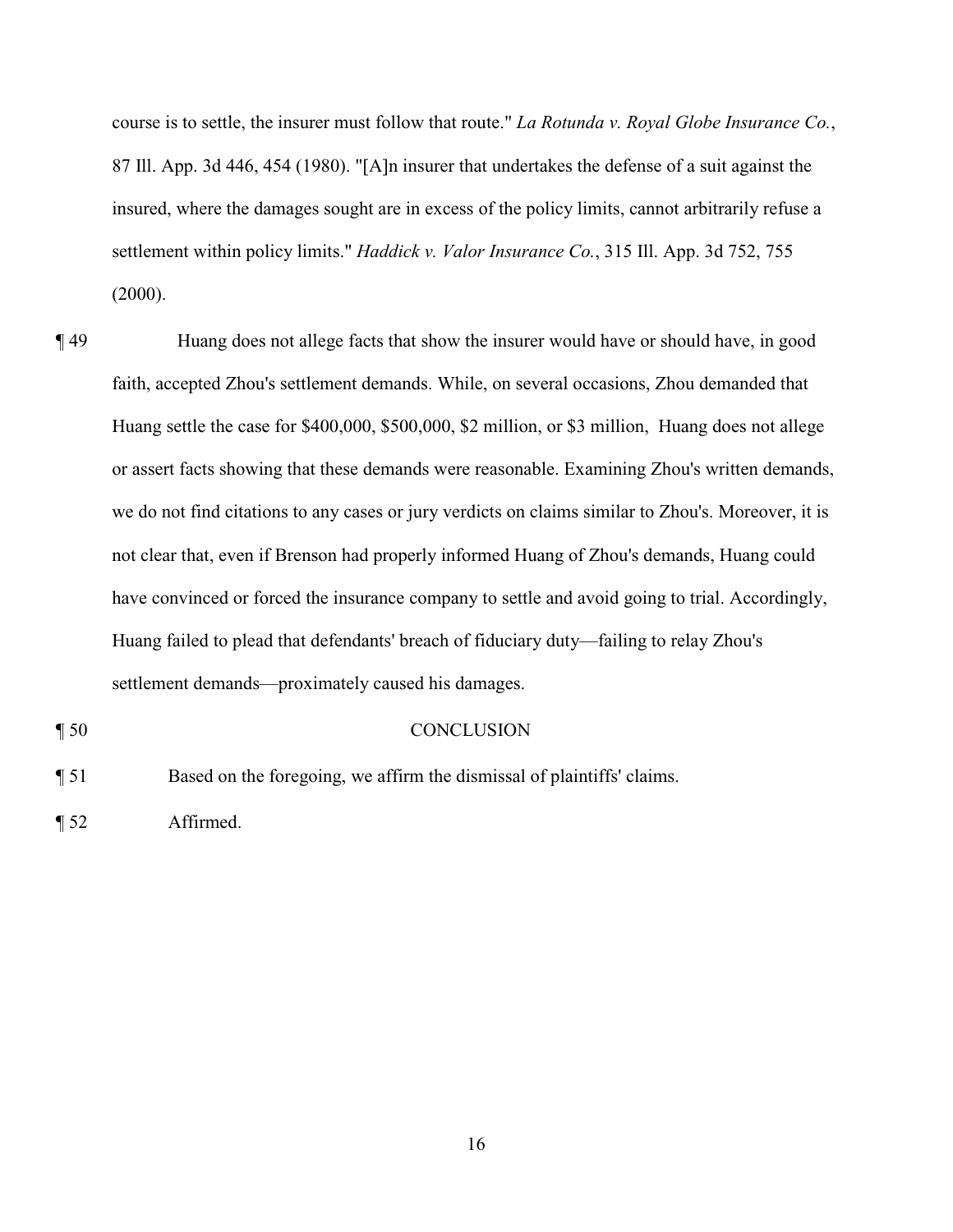course is to settle, the insurer must follow that route." *La Rotunda v. Royal Globe Insurance Co.*, 87 Ill. App. 3d 446, 454 (1980). "[A]n insurer that undertakes the defense of a suit against the insured, where the damages sought are in excess of the policy limits, cannot arbitrarily refuse a settlement within policy limits." *Haddick v. Valor Insurance Co.*, 315 Ill. App. 3d 752, 755 (2000).

¶ 49 Huang does not allege facts that show the insurer would have or should have, in good faith, accepted Zhou's settlement demands. While, on several occasions, Zhou demanded that Huang settle the case for $400,000, $500,000, $2 million, or $3 million, Huang does not allege or assert facts showing that these demands were reasonable. Examining Zhou's written demands, we do not find citations to any cases or jury verdicts on claims similar to Zhou's. Moreover, it is not clear that, even if Brenson had properly informed Huang of Zhou's demands, Huang could have convinced or forced the insurance company to settle and avoid going to trial. Accordingly, Huang failed to plead that defendants' breach of fiduciary duty—failing to relay Zhou's settlement demands—proximately caused his damages.

¶ 50 CONCLUSION

¶ 51 Based on the foregoing, we affirm the dismissal of plaintiffs' claims.

¶ 52 Affirmed.